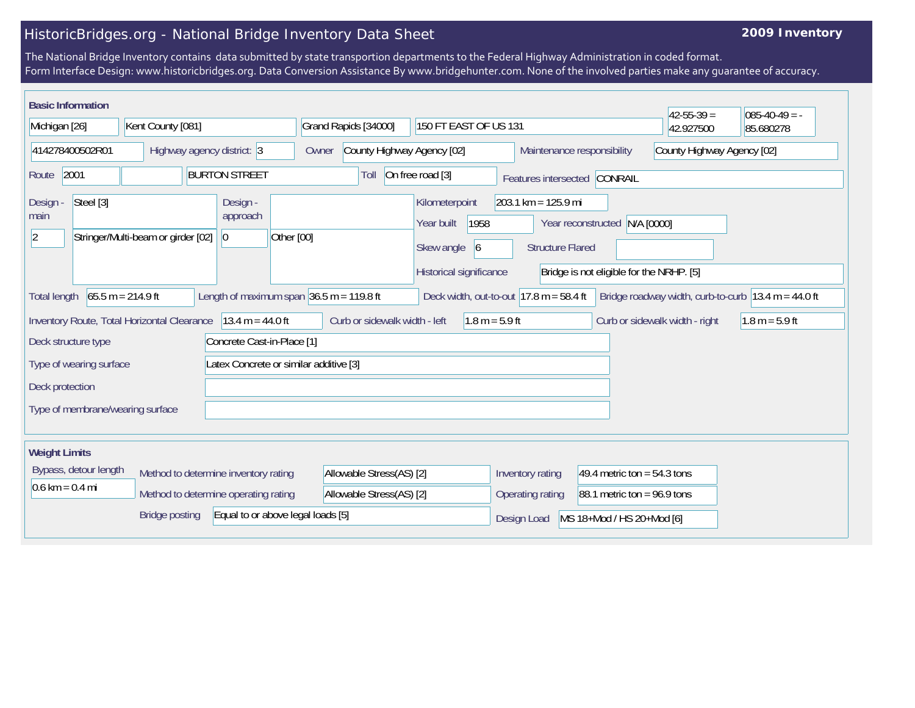# HistoricBridges.org - National Bridge Inventory Data Sheet

**2009 Inventory**

The National Bridge Inventory contains data submitted by state transportion departments to the Federal Highway Administration in coded format.
Form Interface Design: www.historicbridges.org. Data Conversion Assistance By www.bridgehunter.com. None of the involved parties make any guarantee of accuracy.

## Basic Information

| | |
|---|---|
| State | Michigan [26] |
| County | Kent County [081] |
| Place | Grand Rapids [34000] |
| Location | 150 FT EAST OF US 131 |
| Latitude | 42-55-39 = 42.927500 |
| Longitude | 085-40-49 = -85.680278 |
| Structure Number | 414278400502R01 |
| Highway agency district: | 3 |
| Owner | County Highway Agency [02] |
| Maintenance responsibility | County Highway Agency [02] |
| Route | 2001 |
| Facility | BURTON STREET |
| Toll | On free road [3] |
| Features intersected | CONRAIL |
| Design - main | Steel [3] |
| | 2 — Stringer/Multi-beam or girder [02] |
| Design - approach | |
| | 0 — Other [00] |
| Kilometerpoint | 203.1 km = 125.9 mi |
| Year built | 1958 |
| Year reconstructed | N/A [0000] |
| Skew angle | 6 |
| Structure Flared | |
| Historical significance | Bridge is not eligible for the NRHP. [5] |
| Total length | 65.5 m = 214.9 ft |
| Length of maximum span | 36.5 m = 119.8 ft |
| Deck width, out-to-out | 17.8 m = 58.4 ft |
| Bridge roadway width, curb-to-curb | 13.4 m = 44.0 ft |
| Inventory Route, Total Horizontal Clearance | 13.4 m = 44.0 ft |
| Curb or sidewalk width - left | 1.8 m = 5.9 ft |
| Curb or sidewalk width - right | 1.8 m = 5.9 ft |
| Deck structure type | Concrete Cast-in-Place [1] |
| Type of wearing surface | Latex Concrete or similar additive [3] |
| Deck protection | |
| Type of membrane/wearing surface | |

## Weight Limits

| | |
|---|---|
| Bypass, detour length | 0.6 km = 0.4 mi |
| Method to determine inventory rating | Allowable Stress(AS) [2] |
| Method to determine operating rating | Allowable Stress(AS) [2] |
| Bridge posting | Equal to or above legal loads [5] |
| Inventory rating | 49.4 metric ton = 54.3 tons |
| Operating rating | 88.1 metric ton = 96.9 tons |
| Design Load | MS 18+Mod / HS 20+Mod [6] |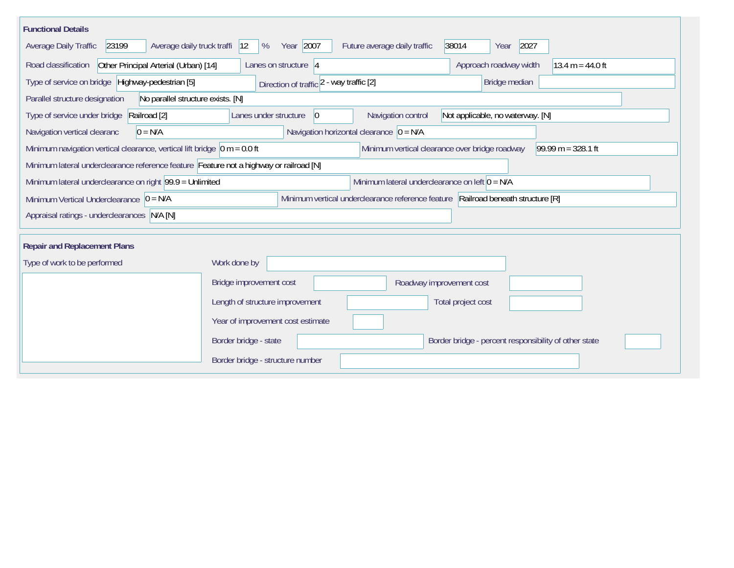## Functional Details

| Field | Value |
|---|---|
| Average Daily Traffic | 23199 |
| Average daily truck traffi | 12 % |
| Year | 2007 |
| Future average daily traffic | 38014 |
| Year | 2027 |
| Road classification | Other Principal Arterial (Urban) [14] |
| Lanes on structure | 4 |
| Approach roadway width | 13.4 m = 44.0 ft |
| Type of service on bridge | Highway-pedestrian [5] |
| Direction of traffic | 2 - way traffic [2] |
| Bridge median | |
| Parallel structure designation | No parallel structure exists. [N] |
| Type of service under bridge | Railroad [2] |
| Lanes under structure | 0 |
| Navigation control | Not applicable, no waterway. [N] |
| Navigation vertical clearanc | 0 = N/A |
| Navigation horizontal clearance | 0 = N/A |
| Minimum navigation vertical clearance, vertical lift bridge | 0 m = 0.0 ft |
| Minimum vertical clearance over bridge roadway | 99.99 m = 328.1 ft |
| Minimum lateral underclearance reference feature | Feature not a highway or railroad [N] |
| Minimum lateral underclearance on right | 99.9 = Unlimited |
| Minimum lateral underclearance on left | 0 = N/A |
| Minimum Vertical Underclearance | 0 = N/A |
| Minimum vertical underclearance reference feature | Railroad beneath structure [R] |
| Appraisal ratings - underclearances | N/A [N] |

## Repair and Replacement Plans

| Field | Value |
|---|---|
| Type of work to be performed | |
| Work done by | |
| Bridge improvement cost | |
| Roadway improvement cost | |
| Length of structure improvement | |
| Total project cost | |
| Year of improvement cost estimate | |
| Border bridge - state | |
| Border bridge - percent responsibility of other state | |
| Border bridge - structure number | |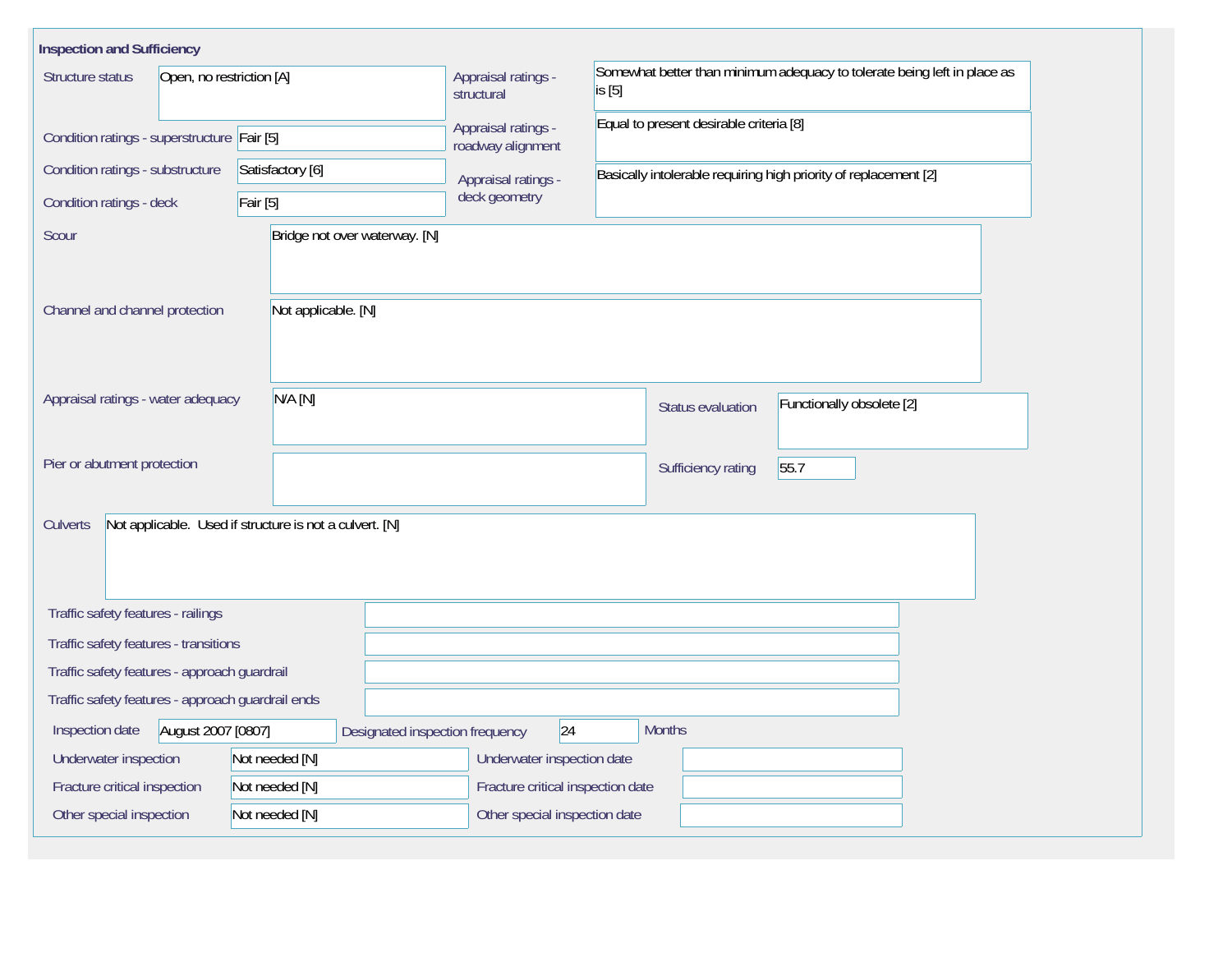## Inspection and Sufficiency

| | |
|---|---|
| Structure status | Open, no restriction [A] |
| Appraisal ratings - structural | Somewhat better than minimum adequacy to tolerate being left in place as is [5] |
| Condition ratings - superstructure | Fair [5] |
| Appraisal ratings - roadway alignment | Equal to present desirable criteria [8] |
| Condition ratings - substructure | Satisfactory [6] |
| Appraisal ratings - deck geometry | Basically intolerable requiring high priority of replacement [2] |
| Condition ratings - deck | Fair [5] |
| Scour | Bridge not over waterway. [N] |
| Channel and channel protection | Not applicable. [N] |
| Appraisal ratings - water adequacy | N/A [N] |
| Status evaluation | Functionally obsolete [2] |
| Pier or abutment protection | |
| Sufficiency rating | 55.7 |
| Culverts | Not applicable. Used if structure is not a culvert. [N] |
| Traffic safety features - railings | |
| Traffic safety features - transitions | |
| Traffic safety features - approach guardrail | |
| Traffic safety features - approach guardrail ends | |
| Inspection date | August 2007 [0807] |
| Designated inspection frequency | 24 Months |
| Underwater inspection | Not needed [N] |
| Underwater inspection date | |
| Fracture critical inspection | Not needed [N] |
| Fracture critical inspection date | |
| Other special inspection | Not needed [N] |
| Other special inspection date | |